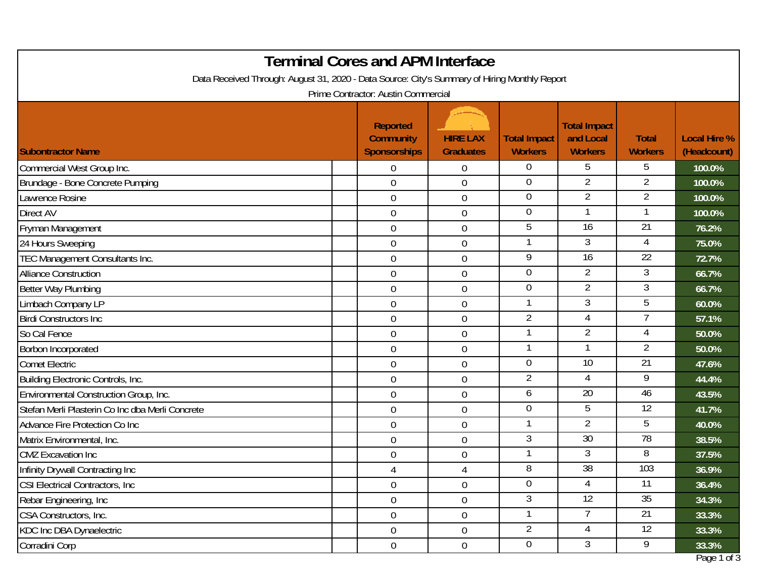# Terminal Cores and APM Interface

Data Received Through: August 31, 2020 - Data Source: City's Summary of Hiring Monthly Report

Prime Contractor: Austin Commercial

| Subcontractor Name | Reported Community Sponsorships | HIRE LAX Graduates | Total Impact Workers | Total Impact and Local Workers | Total Workers | Local Hire % (Headcount) |
|---|---|---|---|---|---|---|
| Commercial West Group Inc. | 0 | 0 | 0 | 5 | 5 | 100.0% |
| Brundage - Bone Concrete Pumping | 0 | 0 | 0 | 2 | 2 | 100.0% |
| Lawrence Rosine | 0 | 0 | 0 | 2 | 2 | 100.0% |
| Direct AV | 0 | 0 | 0 | 1 | 1 | 100.0% |
| Fryman Management | 0 | 0 | 5 | 16 | 21 | 76.2% |
| 24 Hours Sweeping | 0 | 0 | 1 | 3 | 4 | 75.0% |
| TEC Management Consultants Inc. | 0 | 0 | 9 | 16 | 22 | 72.7% |
| Alliance Construction | 0 | 0 | 0 | 2 | 3 | 66.7% |
| Better Way Plumbing | 0 | 0 | 0 | 2 | 3 | 66.7% |
| Limbach Company LP | 0 | 0 | 1 | 3 | 5 | 60.0% |
| Birdi Constructors Inc | 0 | 0 | 2 | 4 | 7 | 57.1% |
| So Cal Fence | 0 | 0 | 1 | 2 | 4 | 50.0% |
| Borbon Incorporated | 0 | 0 | 1 | 1 | 2 | 50.0% |
| Comet Electric | 0 | 0 | 0 | 10 | 21 | 47.6% |
| Building Electronic Controls, Inc. | 0 | 0 | 2 | 4 | 9 | 44.4% |
| Environmental Construction Group, Inc. | 0 | 0 | 6 | 20 | 46 | 43.5% |
| Stefan Merli Plasterin Co Inc dba Merli Concrete | 0 | 0 | 0 | 5 | 12 | 41.7% |
| Advance Fire Protection Co Inc | 0 | 0 | 1 | 2 | 5 | 40.0% |
| Matrix Environmental, Inc. | 0 | 0 | 3 | 30 | 78 | 38.5% |
| CMZ Excavation Inc | 0 | 0 | 1 | 3 | 8 | 37.5% |
| Infinity Drywall Contracting Inc | 4 | 4 | 8 | 38 | 103 | 36.9% |
| CSI Electrical Contractors, Inc | 0 | 0 | 0 | 4 | 11 | 36.4% |
| Rebar Engineering, Inc | 0 | 0 | 3 | 12 | 35 | 34.3% |
| CSA Constructors, Inc. | 0 | 0 | 1 | 7 | 21 | 33.3% |
| KDC Inc DBA Dynaelectric | 0 | 0 | 2 | 4 | 12 | 33.3% |
| Corradini Corp | 0 | 0 | 0 | 3 | 9 | 33.3% |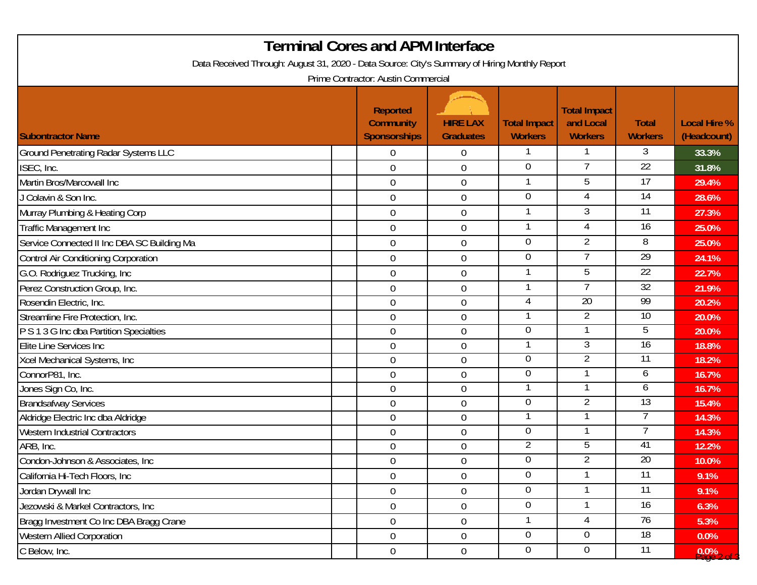# Terminal Cores and APM Interface

Data Received Through: August 31, 2020 - Data Source: City's Summary of Hiring Monthly Report

Prime Contractor: Austin Commercial

| Subontractor Name | Reported Community Sponsorships | HIRE LAX Graduates | Total Impact Workers | Total Impact and Local Workers | Total Workers | Local Hire % (Headcount) |
|---|---|---|---|---|---|---|
| Ground Penetrating Radar Systems LLC | 0 | 0 | 1 | 1 | 3 | 33.3% |
| ISEC, Inc. | 0 | 0 | 0 | 7 | 22 | 31.8% |
| Martin Bros/Marcowall Inc | 0 | 0 | 1 | 5 | 17 | 29.4% |
| J Colavin & Son Inc. | 0 | 0 | 0 | 4 | 14 | 28.6% |
| Murray Plumbing & Heating Corp | 0 | 0 | 1 | 3 | 11 | 27.3% |
| Traffic Management Inc | 0 | 0 | 1 | 4 | 16 | 25.0% |
| Service Connected II Inc DBA SC Building Ma | 0 | 0 | 0 | 2 | 8 | 25.0% |
| Control Air Conditioning Corporation | 0 | 0 | 0 | 7 | 29 | 24.1% |
| G.O. Rodriguez Trucking, Inc | 0 | 0 | 1 | 5 | 22 | 22.7% |
| Perez Construction Group, Inc. | 0 | 0 | 1 | 7 | 32 | 21.9% |
| Rosendin Electric, Inc. | 0 | 0 | 4 | 20 | 99 | 20.2% |
| Streamline Fire Protection, Inc. | 0 | 0 | 1 | 2 | 10 | 20.0% |
| P S 1 3 G Inc dba Partition Specialties | 0 | 0 | 0 | 1 | 5 | 20.0% |
| Elite Line Services Inc | 0 | 0 | 1 | 3 | 16 | 18.8% |
| Xcel Mechanical Systems, Inc | 0 | 0 | 0 | 2 | 11 | 18.2% |
| ConnorP81, Inc. | 0 | 0 | 0 | 1 | 6 | 16.7% |
| Jones Sign Co, Inc. | 0 | 0 | 1 | 1 | 6 | 16.7% |
| Brandsafway Services | 0 | 0 | 0 | 2 | 13 | 15.4% |
| Aldridge Electric Inc dba Aldridge | 0 | 0 | 1 | 1 | 7 | 14.3% |
| Western Industrial Contractors | 0 | 0 | 0 | 1 | 7 | 14.3% |
| ARB, Inc. | 0 | 0 | 2 | 5 | 41 | 12.2% |
| Condon-Johnson & Associates, Inc | 0 | 0 | 0 | 2 | 20 | 10.0% |
| California Hi-Tech Floors, Inc | 0 | 0 | 0 | 1 | 11 | 9.1% |
| Jordan Drywall Inc | 0 | 0 | 0 | 1 | 11 | 9.1% |
| Jezowski & Markel Contractors, Inc | 0 | 0 | 0 | 1 | 16 | 6.3% |
| Bragg Investment Co Inc DBA Bragg Crane | 0 | 0 | 1 | 4 | 76 | 5.3% |
| Western Allied Corporation | 0 | 0 | 0 | 0 | 18 | 0.0% |
| C Below, Inc. | 0 | 0 | 0 | 0 | 11 | 0.0% |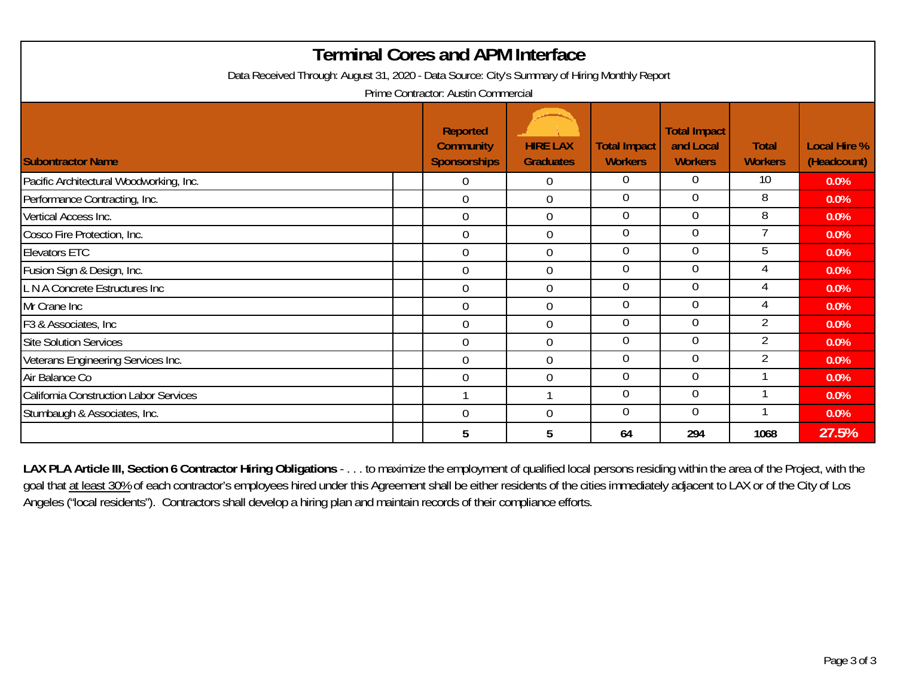# Terminal Cores and APM Interface

Data Received Through: August 31, 2020 - Data Source: City's Summary of Hiring Monthly Report

Prime Contractor: Austin Commercial

| Subontractor Name | Reported Community Sponsorships | HIRE LAX Graduates | Total Impact Workers | Total Impact and Local Workers | Total Workers | Local Hire % (Headcount) |
|---|---|---|---|---|---|---|
| Pacific Architectural Woodworking, Inc. | 0 | 0 | 0 | 0 | 10 | 0.0% |
| Performance Contracting, Inc. | 0 | 0 | 0 | 0 | 8 | 0.0% |
| Vertical Access Inc. | 0 | 0 | 0 | 0 | 8 | 0.0% |
| Cosco Fire Protection, Inc. | 0 | 0 | 0 | 0 | 7 | 0.0% |
| Elevators ETC | 0 | 0 | 0 | 0 | 5 | 0.0% |
| Fusion Sign & Design, Inc. | 0 | 0 | 0 | 0 | 4 | 0.0% |
| L N A Concrete Estructures Inc | 0 | 0 | 0 | 0 | 4 | 0.0% |
| Mr Crane Inc | 0 | 0 | 0 | 0 | 4 | 0.0% |
| F3 & Associates, Inc | 0 | 0 | 0 | 0 | 2 | 0.0% |
| Site Solution Services | 0 | 0 | 0 | 0 | 2 | 0.0% |
| Veterans Engineering Services Inc. | 0 | 0 | 0 | 0 | 2 | 0.0% |
| Air Balance Co | 0 | 0 | 0 | 0 | 1 | 0.0% |
| California Construction Labor Services | 1 | 1 | 0 | 0 | 1 | 0.0% |
| Stumbaugh & Associates, Inc. | 0 | 0 | 0 | 0 | 1 | 0.0% |
| | **5** | **5** | **64** | **294** | **1068** | **27.5%** |

**LAX PLA Article III, Section 6 Contractor Hiring Obligations** - . . . to maximize the employment of qualified local persons residing within the area of the Project, with the goal that at least 30% of each contractor's employees hired under this Agreement shall be either residents of the cities immediately adjacent to LAX or of the City of Los Angeles ("local residents"). Contractors shall develop a hiring plan and maintain records of their compliance efforts.